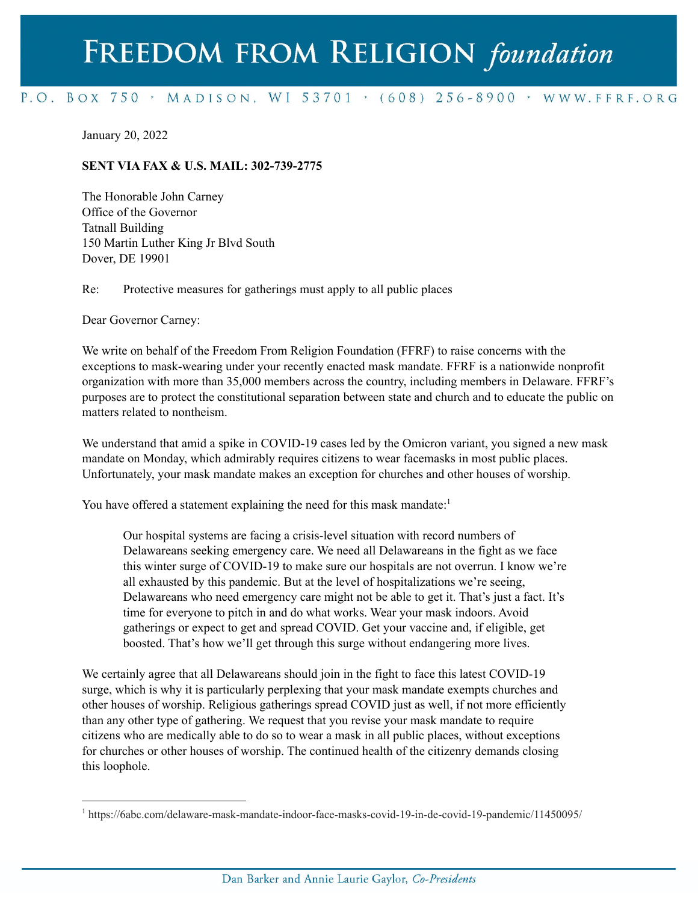# FREEDOM FROM RELIGION *foundation*

P.O. BOX 750 · MADISON, WI 53701 · (608) 256-8900 · WWW.FFRF.ORG

January 20, 2022

**SENT VIA FAX & U.S. MAIL: 302-739-2775**

The Honorable John Carney
Office of the Governor
Tatnall Building
150 Martin Luther King Jr Blvd South
Dover, DE 19901

Re: Protective measures for gatherings must apply to all public places

Dear Governor Carney:

We write on behalf of the Freedom From Religion Foundation (FFRF) to raise concerns with the exceptions to mask-wearing under your recently enacted mask mandate. FFRF is a nationwide nonprofit organization with more than 35,000 members across the country, including members in Delaware. FFRF's purposes are to protect the constitutional separation between state and church and to educate the public on matters related to nontheism.

We understand that amid a spike in COVID-19 cases led by the Omicron variant, you signed a new mask mandate on Monday, which admirably requires citizens to wear facemasks in most public places. Unfortunately, your mask mandate makes an exception for churches and other houses of worship.

You have offered a statement explaining the need for this mask mandate:[1]

> Our hospital systems are facing a crisis-level situation with record numbers of Delawareans seeking emergency care. We need all Delawareans in the fight as we face this winter surge of COVID-19 to make sure our hospitals are not overrun. I know we're all exhausted by this pandemic. But at the level of hospitalizations we're seeing, Delawareans who need emergency care might not be able to get it. That's just a fact. It's time for everyone to pitch in and do what works. Wear your mask indoors. Avoid gatherings or expect to get and spread COVID. Get your vaccine and, if eligible, get boosted. That's how we'll get through this surge without endangering more lives.

We certainly agree that all Delawareans should join in the fight to face this latest COVID-19 surge, which is why it is particularly perplexing that your mask mandate exempts churches and other houses of worship. Religious gatherings spread COVID just as well, if not more efficiently than any other type of gathering. We request that you revise your mask mandate to require citizens who are medically able to do so to wear a mask in all public places, without exceptions for churches or other houses of worship. The continued health of the citizenry demands closing this loophole.

[1] https://6abc.com/delaware-mask-mandate-indoor-face-masks-covid-19-in-de-covid-19-pandemic/11450095/

Dan Barker and Annie Laurie Gaylor, *Co-Presidents*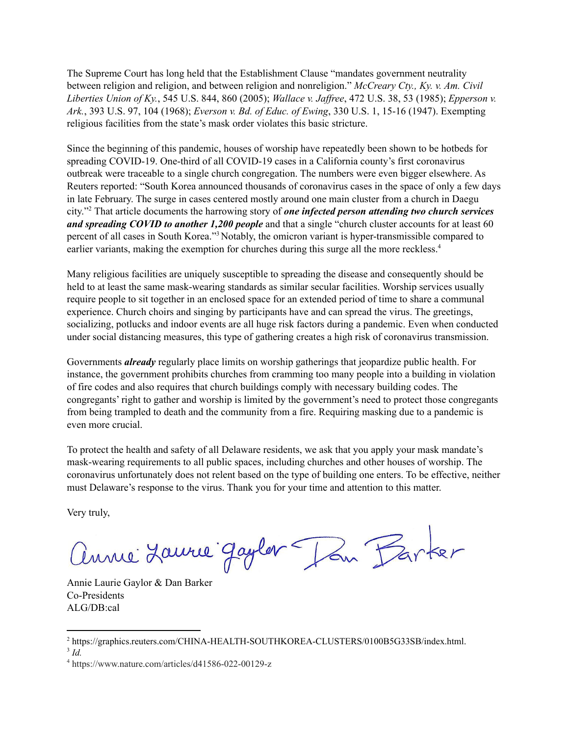The Supreme Court has long held that the Establishment Clause "mandates government neutrality between religion and religion, and between religion and nonreligion." *McCreary Cty., Ky. v. Am. Civil Liberties Union of Ky.*, 545 U.S. 844, 860 (2005); *Wallace v. Jaffree*, 472 U.S. 38, 53 (1985); *Epperson v. Ark.*, 393 U.S. 97, 104 (1968); *Everson v. Bd. of Educ. of Ewing*, 330 U.S. 1, 15-16 (1947). Exempting religious facilities from the state's mask order violates this basic stricture.

Since the beginning of this pandemic, houses of worship have repeatedly been shown to be hotbeds for spreading COVID-19. One-third of all COVID-19 cases in a California county's first coronavirus outbreak were traceable to a single church congregation. The numbers were even bigger elsewhere. As Reuters reported: "South Korea announced thousands of coronavirus cases in the space of only a few days in late February. The surge in cases centered mostly around one main cluster from a church in Daegu city."[2] That article documents the harrowing story of ***one infected person attending two church services and spreading COVID to another 1,200 people*** and that a single "church cluster accounts for at least 60 percent of all cases in South Korea."[3] Notably, the omicron variant is hyper-transmissible compared to earlier variants, making the exemption for churches during this surge all the more reckless.[4]

Many religious facilities are uniquely susceptible to spreading the disease and consequently should be held to at least the same mask-wearing standards as similar secular facilities. Worship services usually require people to sit together in an enclosed space for an extended period of time to share a communal experience. Church choirs and singing by participants have and can spread the virus. The greetings, socializing, potlucks and indoor events are all huge risk factors during a pandemic. Even when conducted under social distancing measures, this type of gathering creates a high risk of coronavirus transmission.

Governments ***already*** regularly place limits on worship gatherings that jeopardize public health. For instance, the government prohibits churches from cramming too many people into a building in violation of fire codes and also requires that church buildings comply with necessary building codes. The congregants' right to gather and worship is limited by the government's need to protect those congregants from being trampled to death and the community from a fire. Requiring masking due to a pandemic is even more crucial.

To protect the health and safety of all Delaware residents, we ask that you apply your mask mandate's mask-wearing requirements to all public spaces, including churches and other houses of worship. The coronavirus unfortunately does not relent based on the type of building one enters. To be effective, neither must Delaware's response to the virus. Thank you for your time and attention to this matter.

Very truly,

Annie Laurie Gaylor    Dan Barker

Annie Laurie Gaylor & Dan Barker
Co-Presidents
ALG/DB:cal

---

[2] https://graphics.reuters.com/CHINA-HEALTH-SOUTHKOREA-CLUSTERS/0100B5G33SB/index.html.

[3] *Id.*

[4] https://www.nature.com/articles/d41586-022-00129-z